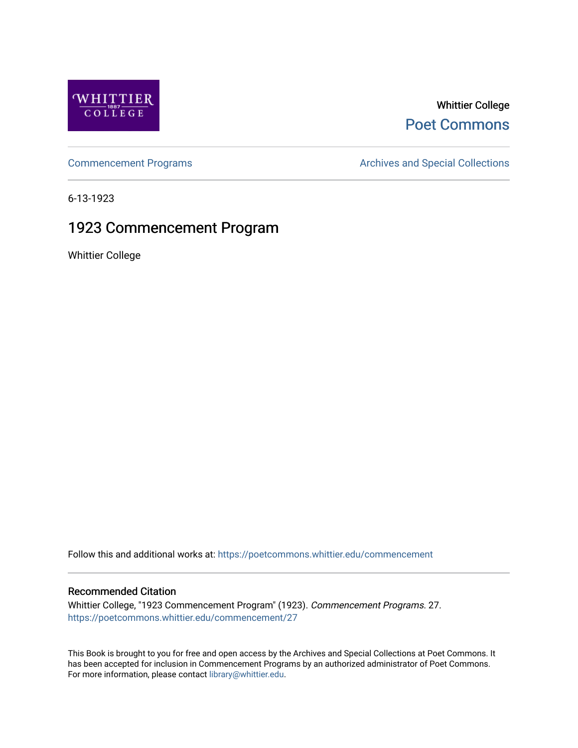Whittier College

Poet Commons

Commencement Programs

Archives and Special Collections

6-13-1923

# 1923 Commencement Program

Whittier College

Follow this and additional works at: https://poetcommons.whittier.edu/commencement

## Recommended Citation

Whittier College, "1923 Commencement Program" (1923). *Commencement Programs*. 27.
https://poetcommons.whittier.edu/commencement/27

This Book is brought to you for free and open access by the Archives and Special Collections at Poet Commons. It has been accepted for inclusion in Commencement Programs by an authorized administrator of Poet Commons. For more information, please contact library@whittier.edu.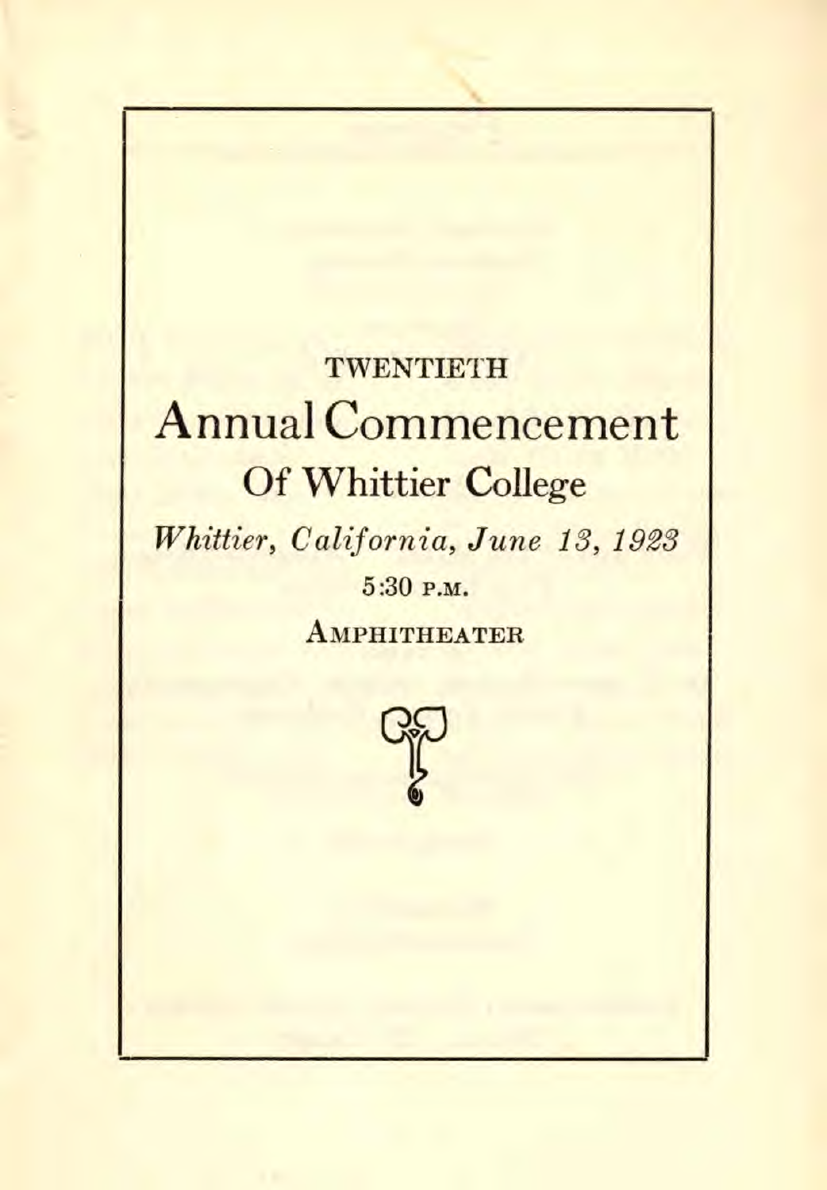TWENTIETH

# Annual Commencement

## Of Whittier College

*Whittier, California, June 13, 1923*

5:30 P.M.

AMPHITHEATER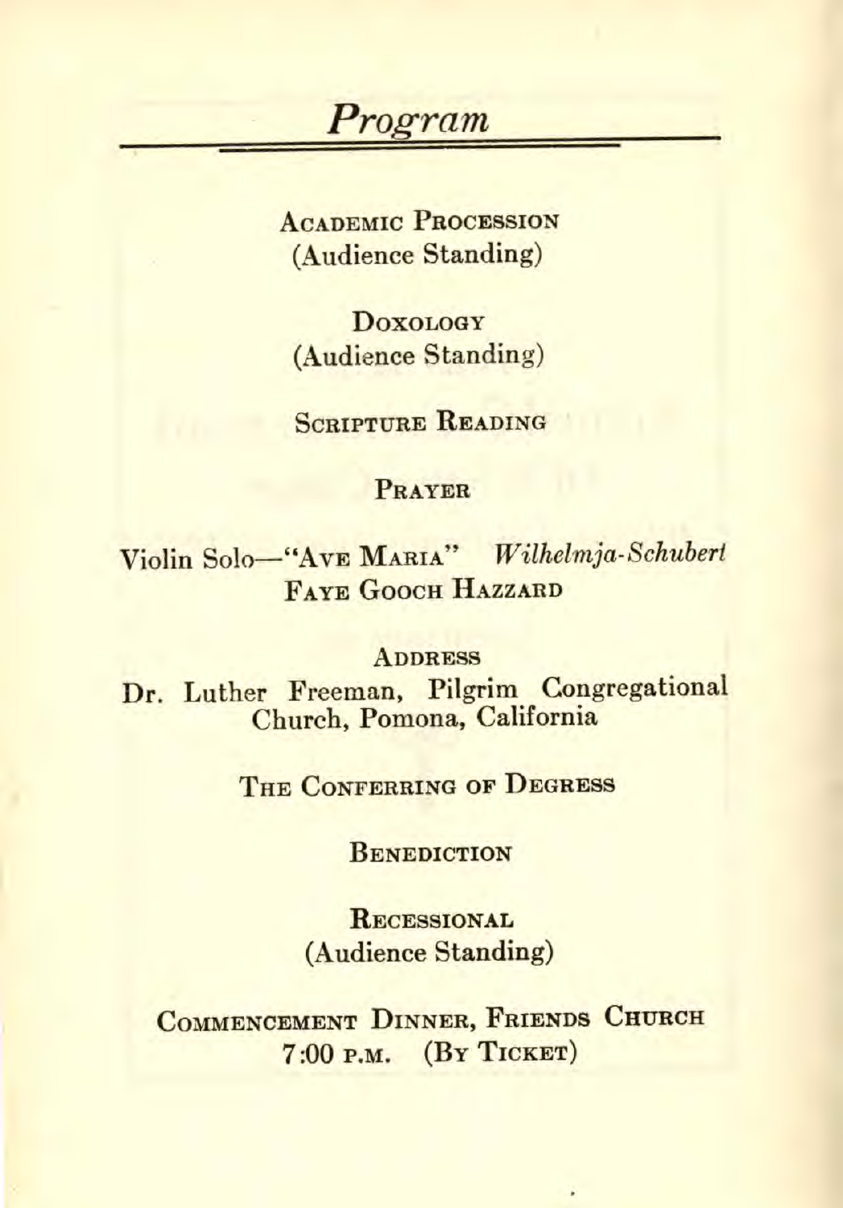# *Program*

ACADEMIC PROCESSION
(Audience Standing)

DOXOLOGY
(Audience Standing)

SCRIPTURE READING

PRAYER

Violin Solo—"AVE MARIA" *Wilhelmja-Schubert*
FAYE GOOCH HAZZARD

ADDRESS
Dr. Luther Freeman, Pilgrim Congregational Church, Pomona, California

THE CONFERRING OF DEGRESS

BENEDICTION

RECESSIONAL
(Audience Standing)

COMMENCEMENT DINNER, FRIENDS CHURCH
7:00 P.M. (BY TICKET)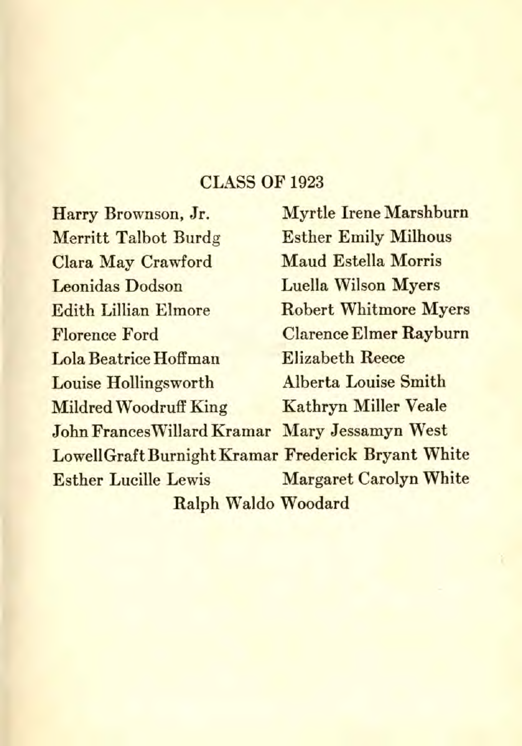## CLASS OF 1923

Harry Brownson, Jr.
Merritt Talbot Burdg
Clara May Crawford
Leonidas Dodson
Edith Lillian Elmore
Florence Ford
Lola Beatrice Hoffman
Louise Hollingsworth
Mildred Woodruff King
John Frances Willard Kramar
Lowell Graft Burnight Kramar
Esther Lucille Lewis
Myrtle Irene Marshburn
Esther Emily Milhous
Maud Estella Morris
Luella Wilson Myers
Robert Whitmore Myers
Clarence Elmer Rayburn
Elizabeth Reece
Alberta Louise Smith
Kathryn Miller Veale
Mary Jessamyn West
Frederick Bryant White
Margaret Carolyn White
Ralph Waldo Woodard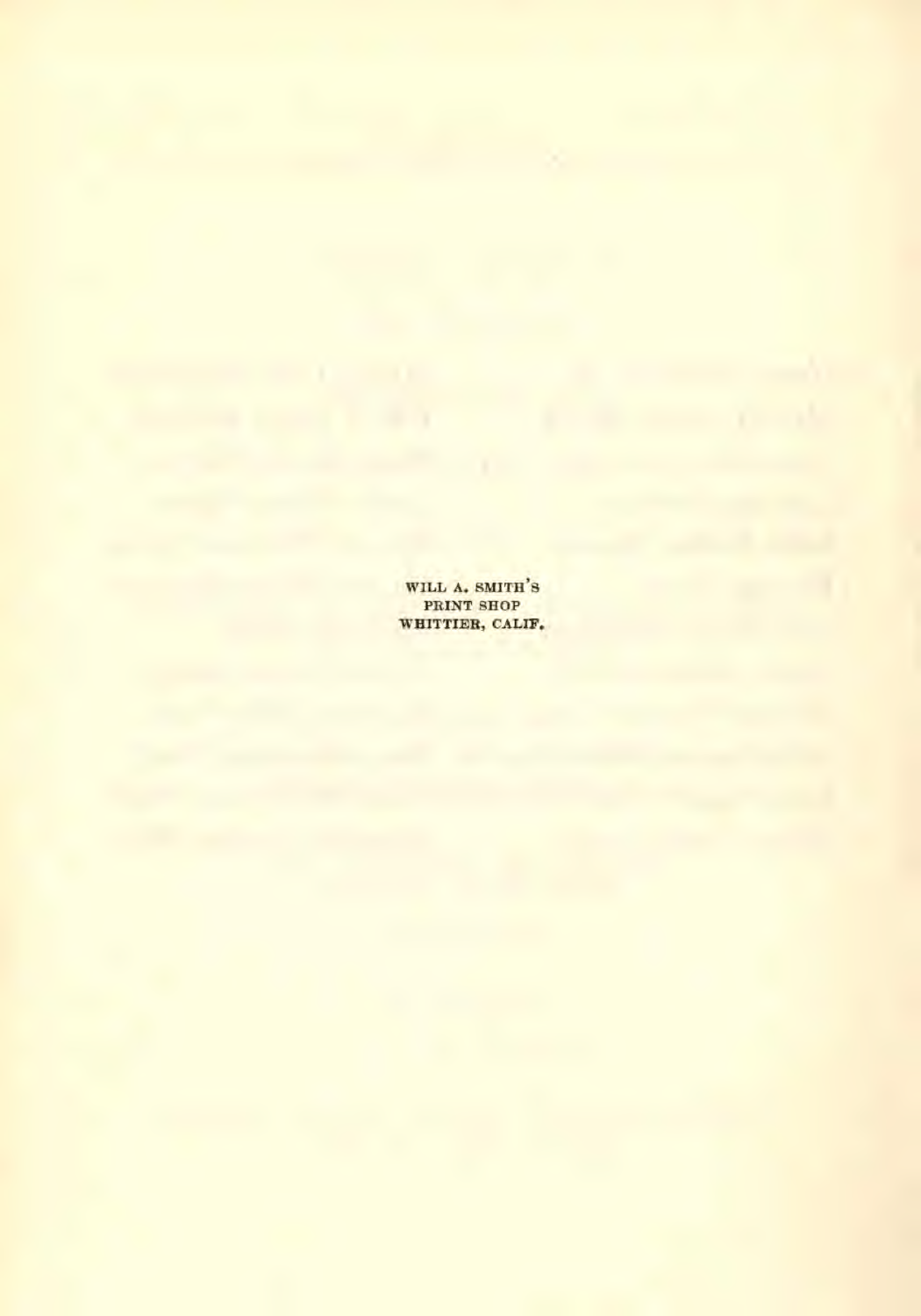WILL A. SMITH'S
PRINT SHOP
WHITTIER, CALIF.